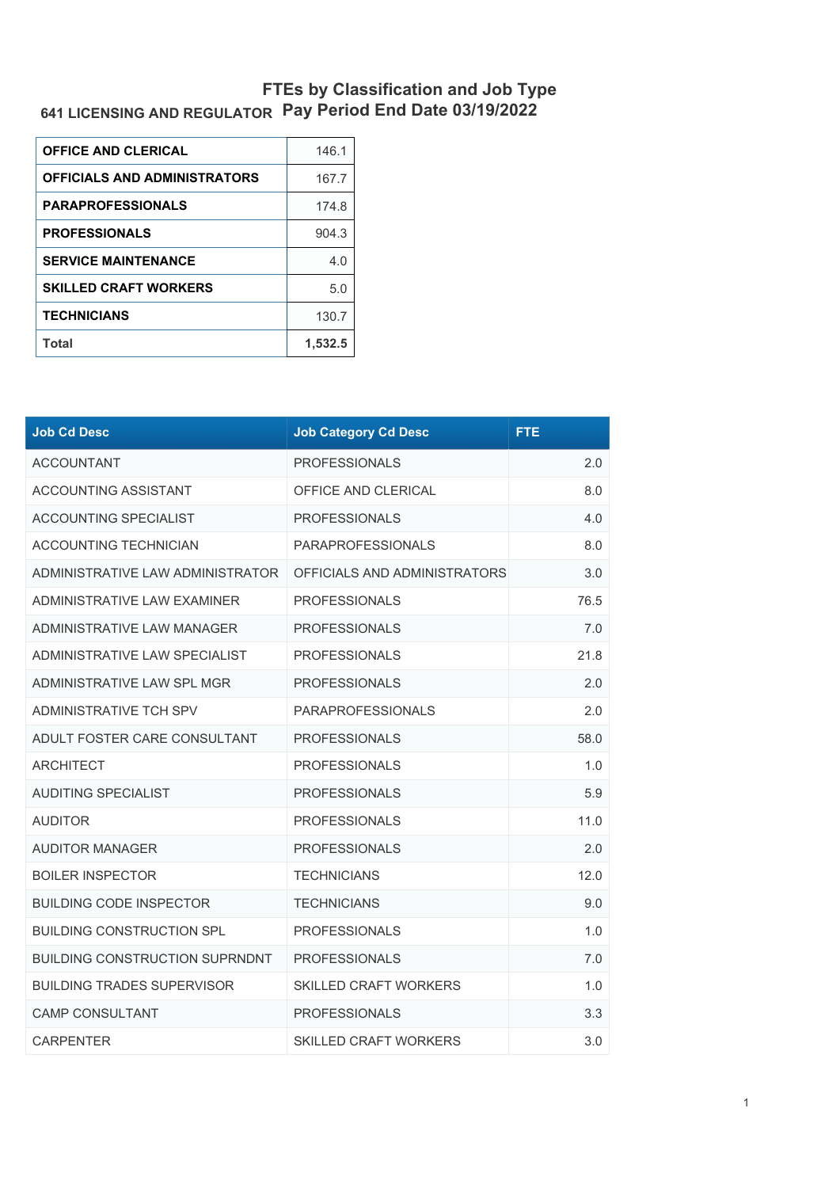# FTEs by Classification and Job Type

**641 LICENSING AND REGULATOR** **Pay Period End Date 03/19/2022**

| | |
|---|---|
| **OFFICE AND CLERICAL** | 146.1 |
| **OFFICIALS AND ADMINISTRATORS** | 167.7 |
| **PARAPROFESSIONALS** | 174.8 |
| **PROFESSIONALS** | 904.3 |
| **SERVICE MAINTENANCE** | 4.0 |
| **SKILLED CRAFT WORKERS** | 5.0 |
| **TECHNICIANS** | 130.7 |
| **Total** | **1,532.5** |

| Job Cd Desc | Job Category Cd Desc | FTE |
|---|---|---|
| ACCOUNTANT | PROFESSIONALS | 2.0 |
| ACCOUNTING ASSISTANT | OFFICE AND CLERICAL | 8.0 |
| ACCOUNTING SPECIALIST | PROFESSIONALS | 4.0 |
| ACCOUNTING TECHNICIAN | PARAPROFESSIONALS | 8.0 |
| ADMINISTRATIVE LAW ADMINISTRATOR | OFFICIALS AND ADMINISTRATORS | 3.0 |
| ADMINISTRATIVE LAW EXAMINER | PROFESSIONALS | 76.5 |
| ADMINISTRATIVE LAW MANAGER | PROFESSIONALS | 7.0 |
| ADMINISTRATIVE LAW SPECIALIST | PROFESSIONALS | 21.8 |
| ADMINISTRATIVE LAW SPL MGR | PROFESSIONALS | 2.0 |
| ADMINISTRATIVE TCH SPV | PARAPROFESSIONALS | 2.0 |
| ADULT FOSTER CARE CONSULTANT | PROFESSIONALS | 58.0 |
| ARCHITECT | PROFESSIONALS | 1.0 |
| AUDITING SPECIALIST | PROFESSIONALS | 5.9 |
| AUDITOR | PROFESSIONALS | 11.0 |
| AUDITOR MANAGER | PROFESSIONALS | 2.0 |
| BOILER INSPECTOR | TECHNICIANS | 12.0 |
| BUILDING CODE INSPECTOR | TECHNICIANS | 9.0 |
| BUILDING CONSTRUCTION SPL | PROFESSIONALS | 1.0 |
| BUILDING CONSTRUCTION SUPRNDNT | PROFESSIONALS | 7.0 |
| BUILDING TRADES SUPERVISOR | SKILLED CRAFT WORKERS | 1.0 |
| CAMP CONSULTANT | PROFESSIONALS | 3.3 |
| CARPENTER | SKILLED CRAFT WORKERS | 3.0 |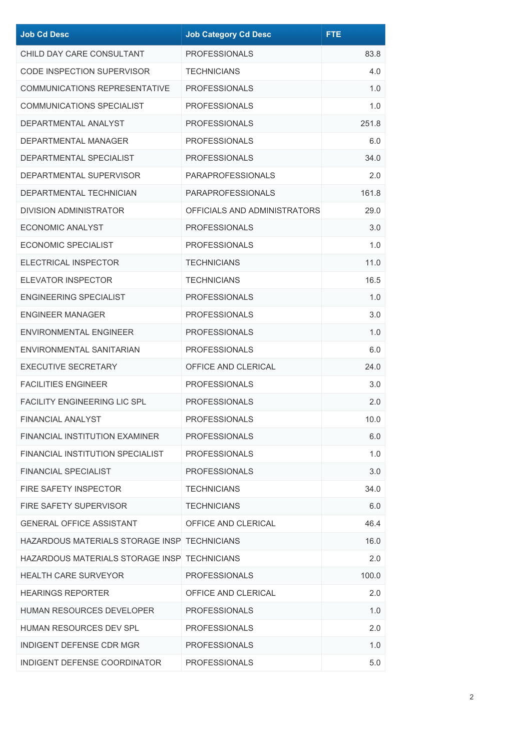| Job Cd Desc | Job Category Cd Desc | FTE |
|---|---|---|
| CHILD DAY CARE CONSULTANT | PROFESSIONALS | 83.8 |
| CODE INSPECTION SUPERVISOR | TECHNICIANS | 4.0 |
| COMMUNICATIONS REPRESENTATIVE | PROFESSIONALS | 1.0 |
| COMMUNICATIONS SPECIALIST | PROFESSIONALS | 1.0 |
| DEPARTMENTAL ANALYST | PROFESSIONALS | 251.8 |
| DEPARTMENTAL MANAGER | PROFESSIONALS | 6.0 |
| DEPARTMENTAL SPECIALIST | PROFESSIONALS | 34.0 |
| DEPARTMENTAL SUPERVISOR | PARAPROFESSIONALS | 2.0 |
| DEPARTMENTAL TECHNICIAN | PARAPROFESSIONALS | 161.8 |
| DIVISION ADMINISTRATOR | OFFICIALS AND ADMINISTRATORS | 29.0 |
| ECONOMIC ANALYST | PROFESSIONALS | 3.0 |
| ECONOMIC SPECIALIST | PROFESSIONALS | 1.0 |
| ELECTRICAL INSPECTOR | TECHNICIANS | 11.0 |
| ELEVATOR INSPECTOR | TECHNICIANS | 16.5 |
| ENGINEERING SPECIALIST | PROFESSIONALS | 1.0 |
| ENGINEER MANAGER | PROFESSIONALS | 3.0 |
| ENVIRONMENTAL ENGINEER | PROFESSIONALS | 1.0 |
| ENVIRONMENTAL SANITARIAN | PROFESSIONALS | 6.0 |
| EXECUTIVE SECRETARY | OFFICE AND CLERICAL | 24.0 |
| FACILITIES ENGINEER | PROFESSIONALS | 3.0 |
| FACILITY ENGINEERING LIC SPL | PROFESSIONALS | 2.0 |
| FINANCIAL ANALYST | PROFESSIONALS | 10.0 |
| FINANCIAL INSTITUTION EXAMINER | PROFESSIONALS | 6.0 |
| FINANCIAL INSTITUTION SPECIALIST | PROFESSIONALS | 1.0 |
| FINANCIAL SPECIALIST | PROFESSIONALS | 3.0 |
| FIRE SAFETY INSPECTOR | TECHNICIANS | 34.0 |
| FIRE SAFETY SUPERVISOR | TECHNICIANS | 6.0 |
| GENERAL OFFICE ASSISTANT | OFFICE AND CLERICAL | 46.4 |
| HAZARDOUS MATERIALS STORAGE INSP | TECHNICIANS | 16.0 |
| HAZARDOUS MATERIALS STORAGE INSP | TECHNICIANS | 2.0 |
| HEALTH CARE SURVEYOR | PROFESSIONALS | 100.0 |
| HEARINGS REPORTER | OFFICE AND CLERICAL | 2.0 |
| HUMAN RESOURCES DEVELOPER | PROFESSIONALS | 1.0 |
| HUMAN RESOURCES DEV SPL | PROFESSIONALS | 2.0 |
| INDIGENT DEFENSE CDR MGR | PROFESSIONALS | 1.0 |
| INDIGENT DEFENSE COORDINATOR | PROFESSIONALS | 5.0 |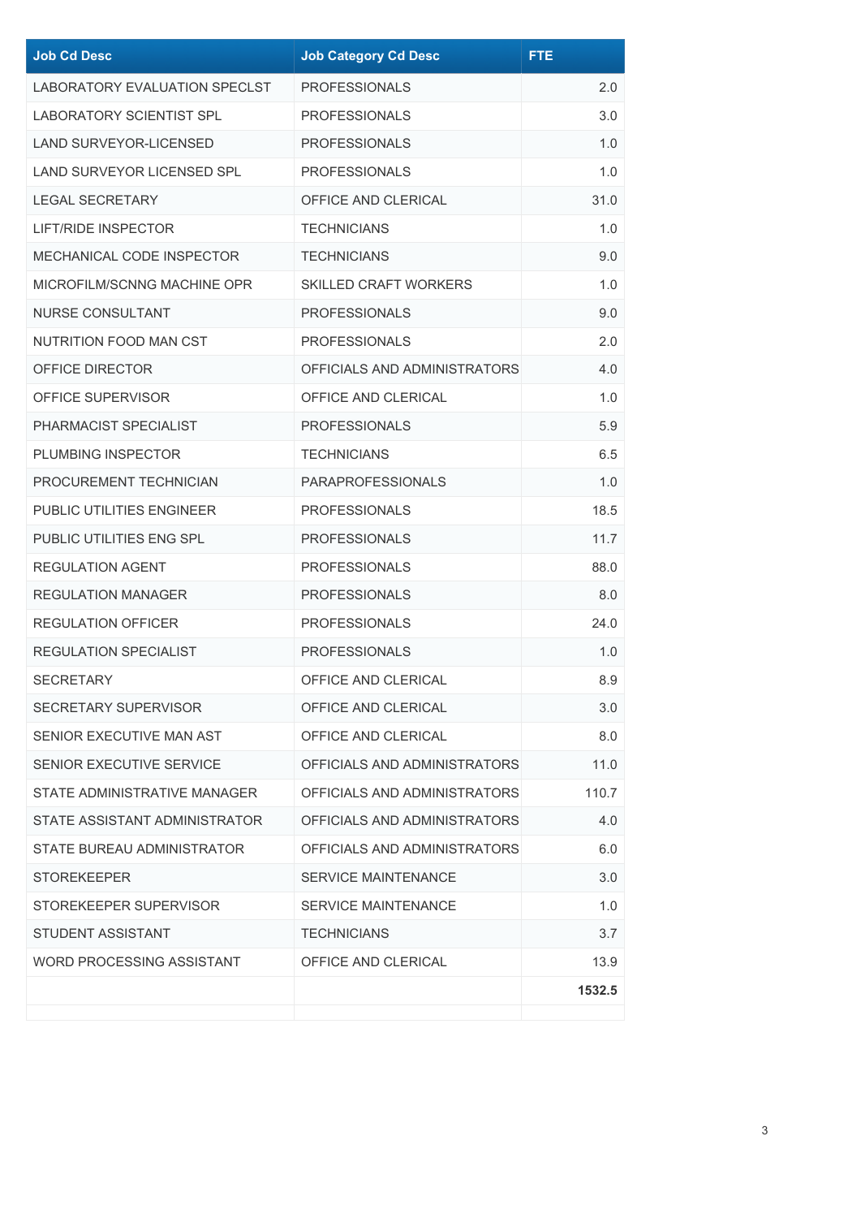| Job Cd Desc | Job Category Cd Desc | FTE |
|---|---|---|
| LABORATORY EVALUATION SPECLST | PROFESSIONALS | 2.0 |
| LABORATORY SCIENTIST SPL | PROFESSIONALS | 3.0 |
| LAND SURVEYOR-LICENSED | PROFESSIONALS | 1.0 |
| LAND SURVEYOR LICENSED SPL | PROFESSIONALS | 1.0 |
| LEGAL SECRETARY | OFFICE AND CLERICAL | 31.0 |
| LIFT/RIDE INSPECTOR | TECHNICIANS | 1.0 |
| MECHANICAL CODE INSPECTOR | TECHNICIANS | 9.0 |
| MICROFILM/SCNNG MACHINE OPR | SKILLED CRAFT WORKERS | 1.0 |
| NURSE CONSULTANT | PROFESSIONALS | 9.0 |
| NUTRITION FOOD MAN CST | PROFESSIONALS | 2.0 |
| OFFICE DIRECTOR | OFFICIALS AND ADMINISTRATORS | 4.0 |
| OFFICE SUPERVISOR | OFFICE AND CLERICAL | 1.0 |
| PHARMACIST SPECIALIST | PROFESSIONALS | 5.9 |
| PLUMBING INSPECTOR | TECHNICIANS | 6.5 |
| PROCUREMENT TECHNICIAN | PARAPROFESSIONALS | 1.0 |
| PUBLIC UTILITIES ENGINEER | PROFESSIONALS | 18.5 |
| PUBLIC UTILITIES ENG SPL | PROFESSIONALS | 11.7 |
| REGULATION AGENT | PROFESSIONALS | 88.0 |
| REGULATION MANAGER | PROFESSIONALS | 8.0 |
| REGULATION OFFICER | PROFESSIONALS | 24.0 |
| REGULATION SPECIALIST | PROFESSIONALS | 1.0 |
| SECRETARY | OFFICE AND CLERICAL | 8.9 |
| SECRETARY SUPERVISOR | OFFICE AND CLERICAL | 3.0 |
| SENIOR EXECUTIVE MAN AST | OFFICE AND CLERICAL | 8.0 |
| SENIOR EXECUTIVE SERVICE | OFFICIALS AND ADMINISTRATORS | 11.0 |
| STATE ADMINISTRATIVE MANAGER | OFFICIALS AND ADMINISTRATORS | 110.7 |
| STATE ASSISTANT ADMINISTRATOR | OFFICIALS AND ADMINISTRATORS | 4.0 |
| STATE BUREAU ADMINISTRATOR | OFFICIALS AND ADMINISTRATORS | 6.0 |
| STOREKEEPER | SERVICE MAINTENANCE | 3.0 |
| STOREKEEPER SUPERVISOR | SERVICE MAINTENANCE | 1.0 |
| STUDENT ASSISTANT | TECHNICIANS | 3.7 |
| WORD PROCESSING ASSISTANT | OFFICE AND CLERICAL | 13.9 |
| | | **1532.5** |
| | | |